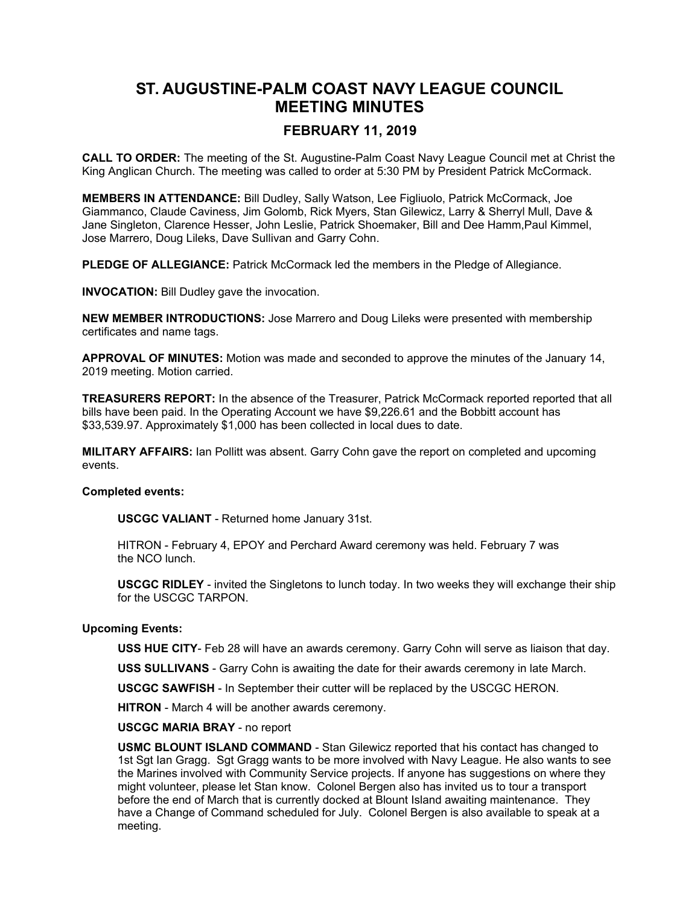# ST. AUGUSTINE-PALM COAST NAVY LEAGUE COUNCIL MEETING MINUTES

## FEBRUARY 11, 2019

**CALL TO ORDER:** The meeting of the St. Augustine-Palm Coast Navy League Council met at Christ the King Anglican Church. The meeting was called to order at 5:30 PM by President Patrick McCormack.

**MEMBERS IN ATTENDANCE:** Bill Dudley, Sally Watson, Lee Figliuolo, Patrick McCormack, Joe Giammanco, Claude Caviness, Jim Golomb, Rick Myers, Stan Gilewicz, Larry & Sherryl Mull, Dave & Jane Singleton, Clarence Hesser, John Leslie, Patrick Shoemaker, Bill and Dee Hamm,Paul Kimmel, Jose Marrero, Doug Lileks, Dave Sullivan and Garry Cohn.

**PLEDGE OF ALLEGIANCE:** Patrick McCormack led the members in the Pledge of Allegiance.

**INVOCATION:** Bill Dudley gave the invocation.

**NEW MEMBER INTRODUCTIONS:** Jose Marrero and Doug Lileks were presented with membership certificates and name tags.

**APPROVAL OF MINUTES:** Motion was made and seconded to approve the minutes of the January 14, 2019 meeting. Motion carried.

**TREASURERS REPORT:** In the absence of the Treasurer, Patrick McCormack reported reported that all bills have been paid. In the Operating Account we have $9,226.61 and the Bobbitt account has $33,539.97. Approximately $1,000 has been collected in local dues to date.

**MILITARY AFFAIRS:** Ian Pollitt was absent. Garry Cohn gave the report on completed and upcoming events.

**Completed events:**

**USCGC VALIANT** - Returned home January 31st.

HITRON - February 4, EPOY and Perchard Award ceremony was held. February 7 was the NCO lunch.

**USCGC RIDLEY** - invited the Singletons to lunch today. In two weeks they will exchange their ship for the USCGC TARPON.

**Upcoming Events:**

**USS HUE CITY**- Feb 28 will have an awards ceremony. Garry Cohn will serve as liaison that day.

**USS SULLIVANS** - Garry Cohn is awaiting the date for their awards ceremony in late March.

**USCGC SAWFISH** - In September their cutter will be replaced by the USCGC HERON.

**HITRON** - March 4 will be another awards ceremony.

**USCGC MARIA BRAY** - no report

**USMC BLOUNT ISLAND COMMAND** - Stan Gilewicz reported that his contact has changed to 1st Sgt Ian Gragg. Sgt Gragg wants to be more involved with Navy League. He also wants to see the Marines involved with Community Service projects. If anyone has suggestions on where they might volunteer, please let Stan know. Colonel Bergen also has invited us to tour a transport before the end of March that is currently docked at Blount Island awaiting maintenance. They have a Change of Command scheduled for July. Colonel Bergen is also available to speak at a meeting.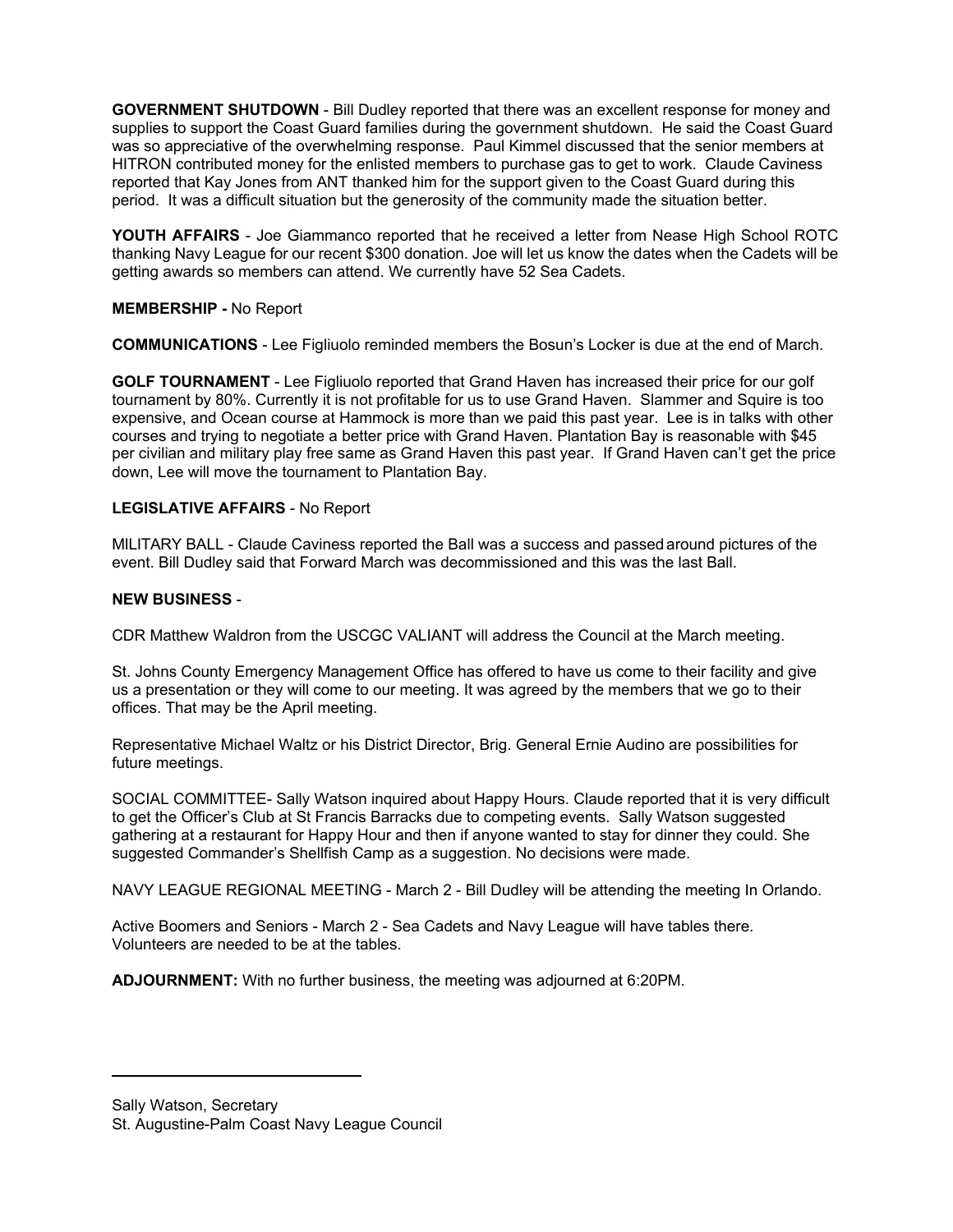**GOVERNMENT SHUTDOWN** - Bill Dudley reported that there was an excellent response for money and supplies to support the Coast Guard families during the government shutdown. He said the Coast Guard was so appreciative of the overwhelming response. Paul Kimmel discussed that the senior members at HITRON contributed money for the enlisted members to purchase gas to get to work. Claude Caviness reported that Kay Jones from ANT thanked him for the support given to the Coast Guard during this period. It was a difficult situation but the generosity of the community made the situation better.

**YOUTH AFFAIRS** - Joe Giammanco reported that he received a letter from Nease High School ROTC thanking Navy League for our recent $300 donation. Joe will let us know the dates when the Cadets will be getting awards so members can attend. We currently have 52 Sea Cadets.

**MEMBERSHIP -** No Report

**COMMUNICATIONS** - Lee Figliuolo reminded members the Bosun's Locker is due at the end of March.

**GOLF TOURNAMENT** - Lee Figliuolo reported that Grand Haven has increased their price for our golf tournament by 80%. Currently it is not profitable for us to use Grand Haven. Slammer and Squire is too expensive, and Ocean course at Hammock is more than we paid this past year. Lee is in talks with other courses and trying to negotiate a better price with Grand Haven. Plantation Bay is reasonable with $45 per civilian and military play free same as Grand Haven this past year. If Grand Haven can't get the price down, Lee will move the tournament to Plantation Bay.

**LEGISLATIVE AFFAIRS** - No Report

MILITARY BALL - Claude Caviness reported the Ball was a success and passed around pictures of the event. Bill Dudley said that Forward March was decommissioned and this was the last Ball.

**NEW BUSINESS** -

CDR Matthew Waldron from the USCGC VALIANT will address the Council at the March meeting.

St. Johns County Emergency Management Office has offered to have us come to their facility and give us a presentation or they will come to our meeting. It was agreed by the members that we go to their offices. That may be the April meeting.

Representative Michael Waltz or his District Director, Brig. General Ernie Audino are possibilities for future meetings.

SOCIAL COMMITTEE- Sally Watson inquired about Happy Hours. Claude reported that it is very difficult to get the Officer's Club at St Francis Barracks due to competing events. Sally Watson suggested gathering at a restaurant for Happy Hour and then if anyone wanted to stay for dinner they could. She suggested Commander's Shellfish Camp as a suggestion. No decisions were made.

NAVY LEAGUE REGIONAL MEETING - March 2 - Bill Dudley will be attending the meeting In Orlando.

Active Boomers and Seniors - March 2 - Sea Cadets and Navy League will have tables there. Volunteers are needed to be at the tables.

**ADJOURNMENT:** With no further business, the meeting was adjourned at 6:20PM.

Sally Watson, Secretary
St. Augustine-Palm Coast Navy League Council